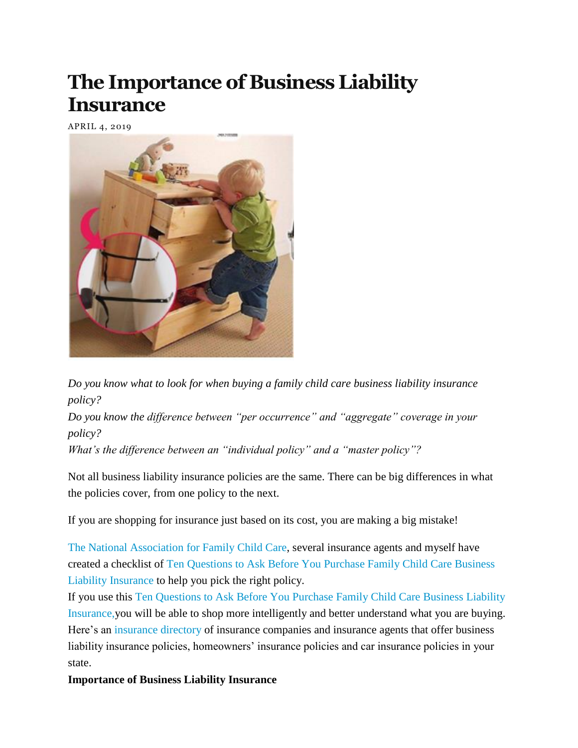# The Importance of Business Liability Insurance

APRIL 4, 2019

*Do you know what to look for when buying a family child care business liability insurance policy?*
*Do you know the difference between "per occurrence" and "aggregate" coverage in your policy?*
*What's the difference between an "individual policy" and a "master policy"?*

Not all business liability insurance policies are the same. There can be big differences in what the policies cover, from one policy to the next.

If you are shopping for insurance just based on its cost, you are making a big mistake!

The National Association for Family Child Care, several insurance agents and myself have created a checklist of Ten Questions to Ask Before You Purchase Family Child Care Business Liability Insurance to help you pick the right policy.
If you use this Ten Questions to Ask Before You Purchase Family Child Care Business Liability Insurance,you will be able to shop more intelligently and better understand what you are buying. Here's an insurance directory of insurance companies and insurance agents that offer business liability insurance policies, homeowners' insurance policies and car insurance policies in your state.

**Importance of Business Liability Insurance**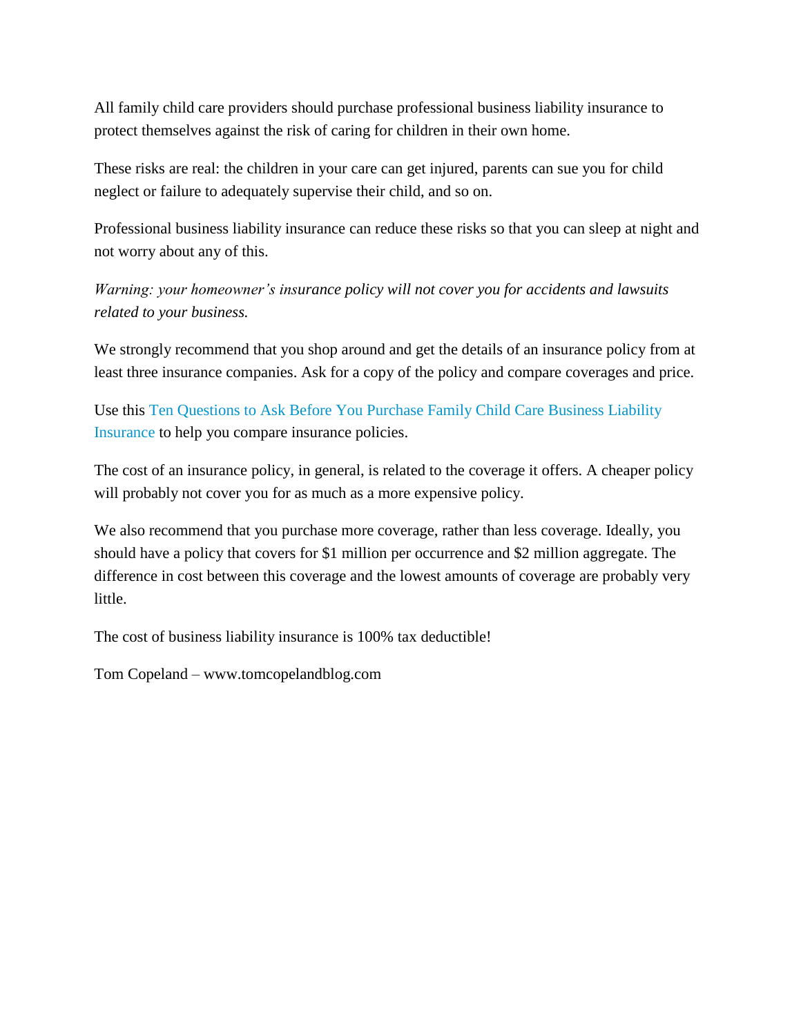All family child care providers should purchase professional business liability insurance to protect themselves against the risk of caring for children in their own home.

These risks are real: the children in your care can get injured, parents can sue you for child neglect or failure to adequately supervise their child, and so on.

Professional business liability insurance can reduce these risks so that you can sleep at night and not worry about any of this.

*Warning: your homeowner's insurance policy will not cover you for accidents and lawsuits related to your business.*

We strongly recommend that you shop around and get the details of an insurance policy from at least three insurance companies. Ask for a copy of the policy and compare coverages and price.

Use this Ten Questions to Ask Before You Purchase Family Child Care Business Liability Insurance to help you compare insurance policies.

The cost of an insurance policy, in general, is related to the coverage it offers. A cheaper policy will probably not cover you for as much as a more expensive policy.

We also recommend that you purchase more coverage, rather than less coverage. Ideally, you should have a policy that covers for $1 million per occurrence and $2 million aggregate. The difference in cost between this coverage and the lowest amounts of coverage are probably very little.

The cost of business liability insurance is 100% tax deductible!

Tom Copeland – www.tomcopelandblog.com